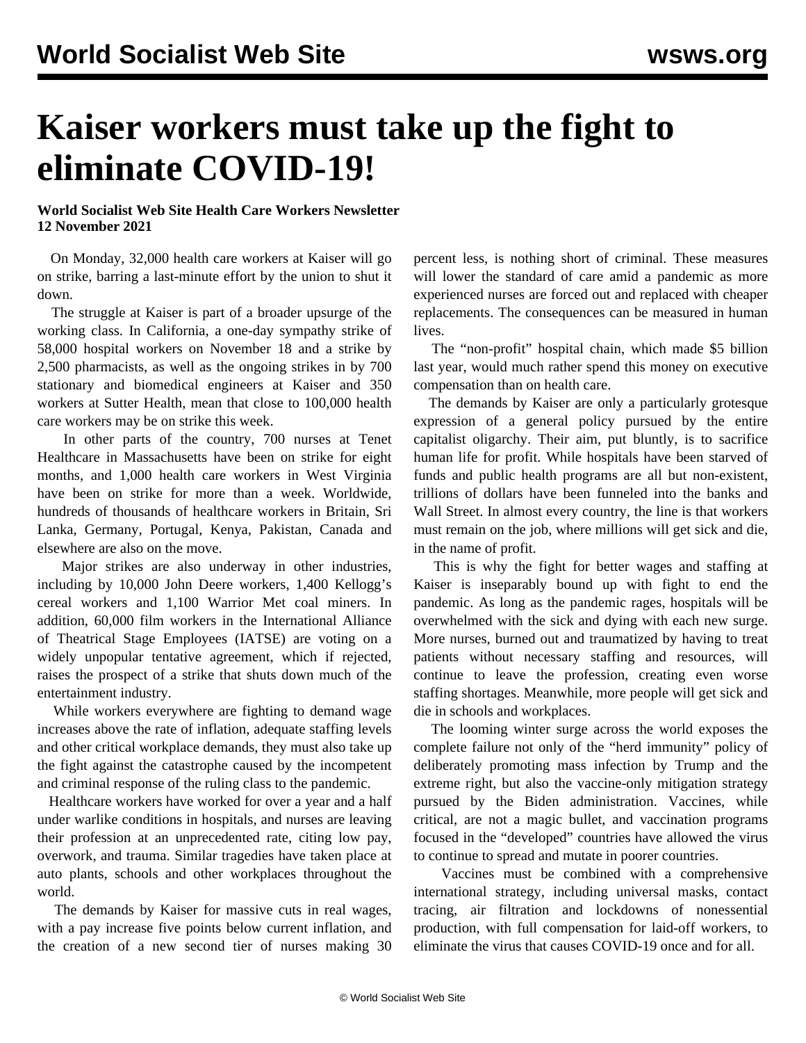# Kaiser workers must take up the fight to eliminate COVID-19!

**World Socialist Web Site Health Care Workers Newsletter**
**12 November 2021**

On Monday, 32,000 health care workers at Kaiser will go on strike, barring a last-minute effort by the union to shut it down.

The struggle at Kaiser is part of a broader upsurge of the working class. In California, a one-day sympathy strike of 58,000 hospital workers on November 18 and a strike by 2,500 pharmacists, as well as the ongoing strikes in by 700 stationary and biomedical engineers at Kaiser and 350 workers at Sutter Health, mean that close to 100,000 health care workers may be on strike this week.

In other parts of the country, 700 nurses at Tenet Healthcare in Massachusetts have been on strike for eight months, and 1,000 health care workers in West Virginia have been on strike for more than a week. Worldwide, hundreds of thousands of healthcare workers in Britain, Sri Lanka, Germany, Portugal, Kenya, Pakistan, Canada and elsewhere are also on the move.

Major strikes are also underway in other industries, including by 10,000 John Deere workers, 1,400 Kellogg's cereal workers and 1,100 Warrior Met coal miners. In addition, 60,000 film workers in the International Alliance of Theatrical Stage Employees (IATSE) are voting on a widely unpopular tentative agreement, which if rejected, raises the prospect of a strike that shuts down much of the entertainment industry.

While workers everywhere are fighting to demand wage increases above the rate of inflation, adequate staffing levels and other critical workplace demands, they must also take up the fight against the catastrophe caused by the incompetent and criminal response of the ruling class to the pandemic.

Healthcare workers have worked for over a year and a half under warlike conditions in hospitals, and nurses are leaving their profession at an unprecedented rate, citing low pay, overwork, and trauma. Similar tragedies have taken place at auto plants, schools and other workplaces throughout the world.

The demands by Kaiser for massive cuts in real wages, with a pay increase five points below current inflation, and the creation of a new second tier of nurses making 30 percent less, is nothing short of criminal. These measures will lower the standard of care amid a pandemic as more experienced nurses are forced out and replaced with cheaper replacements. The consequences can be measured in human lives.

The "non-profit" hospital chain, which made $5 billion last year, would much rather spend this money on executive compensation than on health care.

The demands by Kaiser are only a particularly grotesque expression of a general policy pursued by the entire capitalist oligarchy. Their aim, put bluntly, is to sacrifice human life for profit. While hospitals have been starved of funds and public health programs are all but non-existent, trillions of dollars have been funneled into the banks and Wall Street. In almost every country, the line is that workers must remain on the job, where millions will get sick and die, in the name of profit.

This is why the fight for better wages and staffing at Kaiser is inseparably bound up with fight to end the pandemic. As long as the pandemic rages, hospitals will be overwhelmed with the sick and dying with each new surge. More nurses, burned out and traumatized by having to treat patients without necessary staffing and resources, will continue to leave the profession, creating even worse staffing shortages. Meanwhile, more people will get sick and die in schools and workplaces.

The looming winter surge across the world exposes the complete failure not only of the "herd immunity" policy of deliberately promoting mass infection by Trump and the extreme right, but also the vaccine-only mitigation strategy pursued by the Biden administration. Vaccines, while critical, are not a magic bullet, and vaccination programs focused in the "developed" countries have allowed the virus to continue to spread and mutate in poorer countries.

Vaccines must be combined with a comprehensive international strategy, including universal masks, contact tracing, air filtration and lockdowns of nonessential production, with full compensation for laid-off workers, to eliminate the virus that causes COVID-19 once and for all.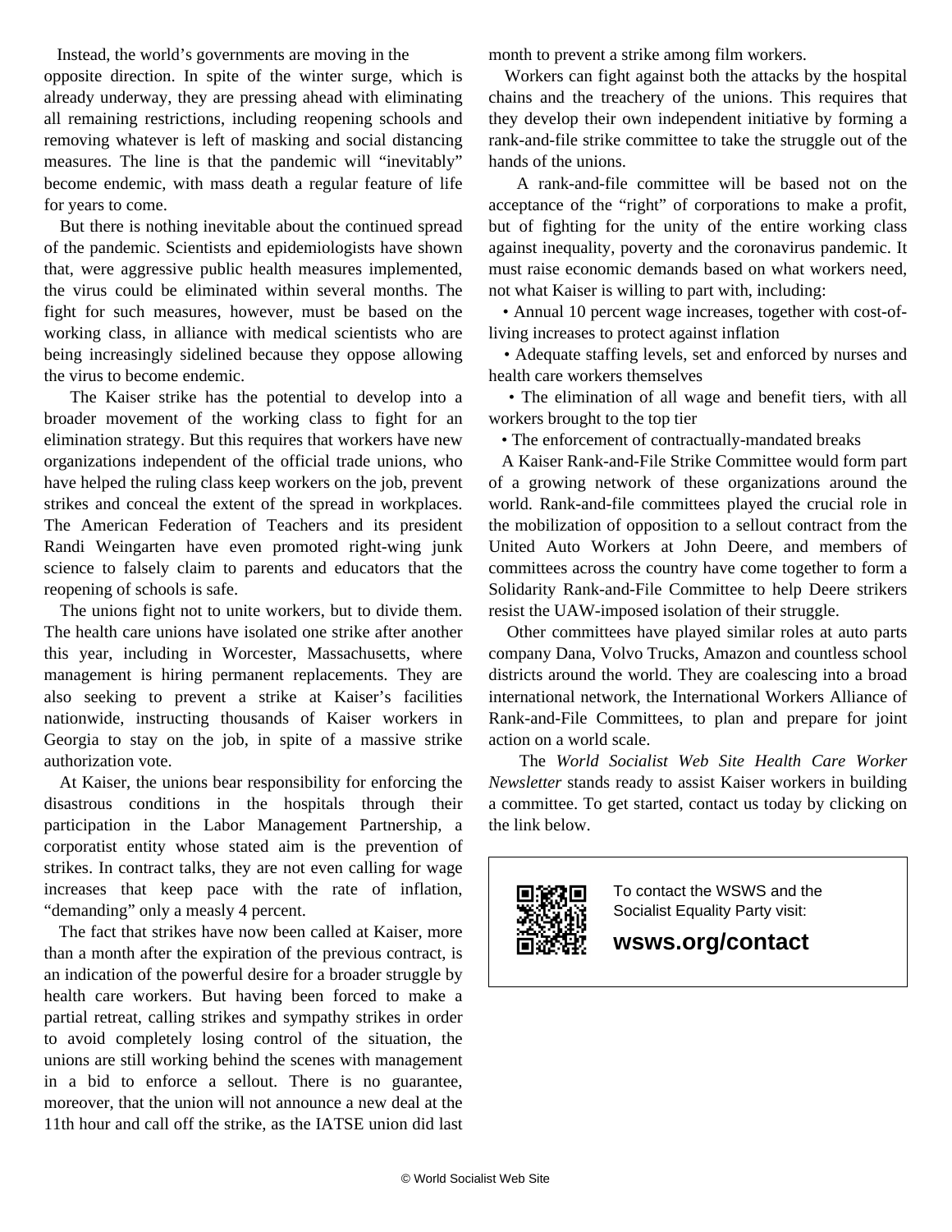Instead, the world's governments are moving in the opposite direction. In spite of the winter surge, which is already underway, they are pressing ahead with eliminating all remaining restrictions, including reopening schools and removing whatever is left of masking and social distancing measures. The line is that the pandemic will "inevitably" become endemic, with mass death a regular feature of life for years to come.

But there is nothing inevitable about the continued spread of the pandemic. Scientists and epidemiologists have shown that, were aggressive public health measures implemented, the virus could be eliminated within several months. The fight for such measures, however, must be based on the working class, in alliance with medical scientists who are being increasingly sidelined because they oppose allowing the virus to become endemic.

The Kaiser strike has the potential to develop into a broader movement of the working class to fight for an elimination strategy. But this requires that workers have new organizations independent of the official trade unions, who have helped the ruling class keep workers on the job, prevent strikes and conceal the extent of the spread in workplaces. The American Federation of Teachers and its president Randi Weingarten have even promoted right-wing junk science to falsely claim to parents and educators that the reopening of schools is safe.

The unions fight not to unite workers, but to divide them. The health care unions have isolated one strike after another this year, including in Worcester, Massachusetts, where management is hiring permanent replacements. They are also seeking to prevent a strike at Kaiser's facilities nationwide, instructing thousands of Kaiser workers in Georgia to stay on the job, in spite of a massive strike authorization vote.

At Kaiser, the unions bear responsibility for enforcing the disastrous conditions in the hospitals through their participation in the Labor Management Partnership, a corporatist entity whose stated aim is the prevention of strikes. In contract talks, they are not even calling for wage increases that keep pace with the rate of inflation, "demanding" only a measly 4 percent.

The fact that strikes have now been called at Kaiser, more than a month after the expiration of the previous contract, is an indication of the powerful desire for a broader struggle by health care workers. But having been forced to make a partial retreat, calling strikes and sympathy strikes in order to avoid completely losing control of the situation, the unions are still working behind the scenes with management in a bid to enforce a sellout. There is no guarantee, moreover, that the union will not announce a new deal at the 11th hour and call off the strike, as the IATSE union did last month to prevent a strike among film workers.

Workers can fight against both the attacks by the hospital chains and the treachery of the unions. This requires that they develop their own independent initiative by forming a rank-and-file strike committee to take the struggle out of the hands of the unions.

A rank-and-file committee will be based not on the acceptance of the "right" of corporations to make a profit, but of fighting for the unity of the entire working class against inequality, poverty and the coronavirus pandemic. It must raise economic demands based on what workers need, not what Kaiser is willing to part with, including:

- Annual 10 percent wage increases, together with cost-of-living increases to protect against inflation
- Adequate staffing levels, set and enforced by nurses and health care workers themselves
- The elimination of all wage and benefit tiers, with all workers brought to the top tier
- The enforcement of contractually-mandated breaks

A Kaiser Rank-and-File Strike Committee would form part of a growing network of these organizations around the world. Rank-and-file committees played the crucial role in the mobilization of opposition to a sellout contract from the United Auto Workers at John Deere, and members of committees across the country have come together to form a Solidarity Rank-and-File Committee to help Deere strikers resist the UAW-imposed isolation of their struggle.

Other committees have played similar roles at auto parts company Dana, Volvo Trucks, Amazon and countless school districts around the world. They are coalescing into a broad international network, the International Workers Alliance of Rank-and-File Committees, to plan and prepare for joint action on a world scale.

The *World Socialist Web Site Health Care Worker Newsletter* stands ready to assist Kaiser workers in building a committee. To get started, contact us today by clicking on the link below.

To contact the WSWS and the Socialist Equality Party visit:

**wsws.org/contact**